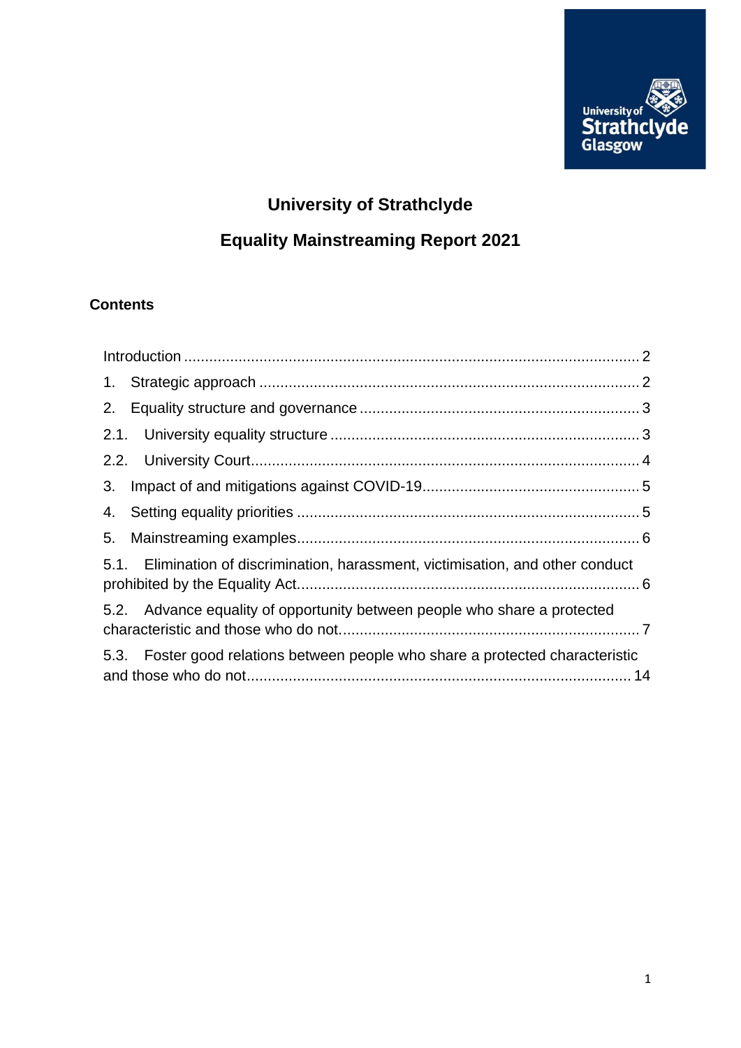# University of Strathclyde

## Equality Mainstreaming Report 2021

### Contents

Introduction ........................................................................................................... 2

1. Strategic approach ......................................................................................... 2
2. Equality structure and governance .................................................................. 3

2.1. University equality structure ......................................................................... 3

2.2. University Court............................................................................................ 4

3. Impact of and mitigations against COVID-19................................................... 5
4. Setting equality priorities ................................................................................. 5
5. Mainstreaming examples................................................................................. 6

5.1. Elimination of discrimination, harassment, victimisation, and other conduct prohibited by the Equality Act................................................................................. 6

5.2. Advance equality of opportunity between people who share a protected characteristic and those who do not....................................................................... 7

5.3. Foster good relations between people who share a protected characteristic and those who do not.......................................................................................... 14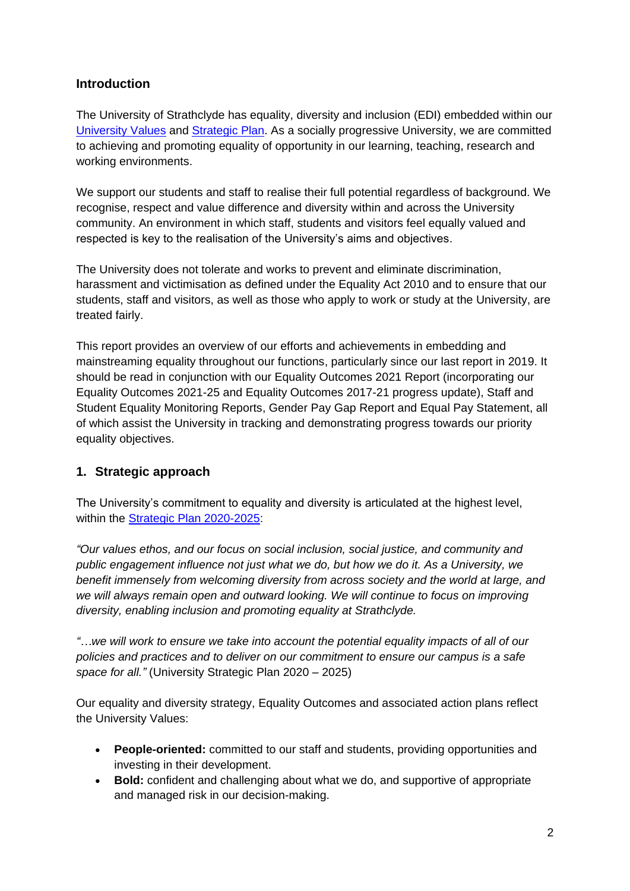## Introduction

The University of Strathclyde has equality, diversity and inclusion (EDI) embedded within our University Values and Strategic Plan. As a socially progressive University, we are committed to achieving and promoting equality of opportunity in our learning, teaching, research and working environments.

We support our students and staff to realise their full potential regardless of background. We recognise, respect and value difference and diversity within and across the University community. An environment in which staff, students and visitors feel equally valued and respected is key to the realisation of the University's aims and objectives.

The University does not tolerate and works to prevent and eliminate discrimination, harassment and victimisation as defined under the Equality Act 2010 and to ensure that our students, staff and visitors, as well as those who apply to work or study at the University, are treated fairly.

This report provides an overview of our efforts and achievements in embedding and mainstreaming equality throughout our functions, particularly since our last report in 2019. It should be read in conjunction with our Equality Outcomes 2021 Report (incorporating our Equality Outcomes 2021-25 and Equality Outcomes 2017-21 progress update), Staff and Student Equality Monitoring Reports, Gender Pay Gap Report and Equal Pay Statement, all of which assist the University in tracking and demonstrating progress towards our priority equality objectives.

## 1. Strategic approach

The University's commitment to equality and diversity is articulated at the highest level, within the Strategic Plan 2020-2025:

*"Our values ethos, and our focus on social inclusion, social justice, and community and public engagement influence not just what we do, but how we do it. As a University, we benefit immensely from welcoming diversity from across society and the world at large, and we will always remain open and outward looking. We will continue to focus on improving diversity, enabling inclusion and promoting equality at Strathclyde.*

*"…we will work to ensure we take into account the potential equality impacts of all of our policies and practices and to deliver on our commitment to ensure our campus is a safe space for all."* (University Strategic Plan 2020 – 2025)

Our equality and diversity strategy, Equality Outcomes and associated action plans reflect the University Values:

- **People-oriented:** committed to our staff and students, providing opportunities and investing in their development.
- **Bold:** confident and challenging about what we do, and supportive of appropriate and managed risk in our decision-making.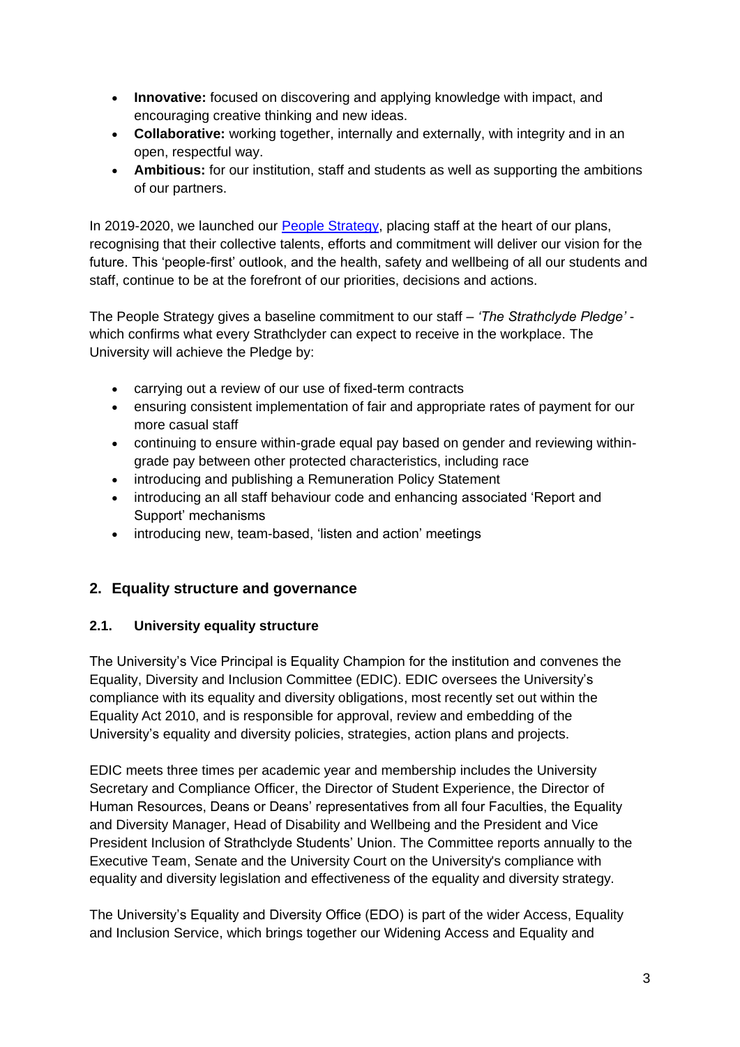- **Innovative:** focused on discovering and applying knowledge with impact, and encouraging creative thinking and new ideas.
- **Collaborative:** working together, internally and externally, with integrity and in an open, respectful way.
- **Ambitious:** for our institution, staff and students as well as supporting the ambitions of our partners.

In 2019-2020, we launched our [People Strategy](), placing staff at the heart of our plans, recognising that their collective talents, efforts and commitment will deliver our vision for the future. This 'people-first' outlook, and the health, safety and wellbeing of all our students and staff, continue to be at the forefront of our priorities, decisions and actions.

The People Strategy gives a baseline commitment to our staff – *'The Strathclyde Pledge'* - which confirms what every Strathclyder can expect to receive in the workplace. The University will achieve the Pledge by:

- carrying out a review of our use of fixed-term contracts
- ensuring consistent implementation of fair and appropriate rates of payment for our more casual staff
- continuing to ensure within-grade equal pay based on gender and reviewing within-grade pay between other protected characteristics, including race
- introducing and publishing a Remuneration Policy Statement
- introducing an all staff behaviour code and enhancing associated 'Report and Support' mechanisms
- introducing new, team-based, 'listen and action' meetings

## 2. Equality structure and governance

### 2.1. University equality structure

The University's Vice Principal is Equality Champion for the institution and convenes the Equality, Diversity and Inclusion Committee (EDIC). EDIC oversees the University's compliance with its equality and diversity obligations, most recently set out within the Equality Act 2010, and is responsible for approval, review and embedding of the University's equality and diversity policies, strategies, action plans and projects.

EDIC meets three times per academic year and membership includes the University Secretary and Compliance Officer, the Director of Student Experience, the Director of Human Resources, Deans or Deans' representatives from all four Faculties, the Equality and Diversity Manager, Head of Disability and Wellbeing and the President and Vice President Inclusion of Strathclyde Students' Union. The Committee reports annually to the Executive Team, Senate and the University Court on the University's compliance with equality and diversity legislation and effectiveness of the equality and diversity strategy.

The University's Equality and Diversity Office (EDO) is part of the wider Access, Equality and Inclusion Service, which brings together our Widening Access and Equality and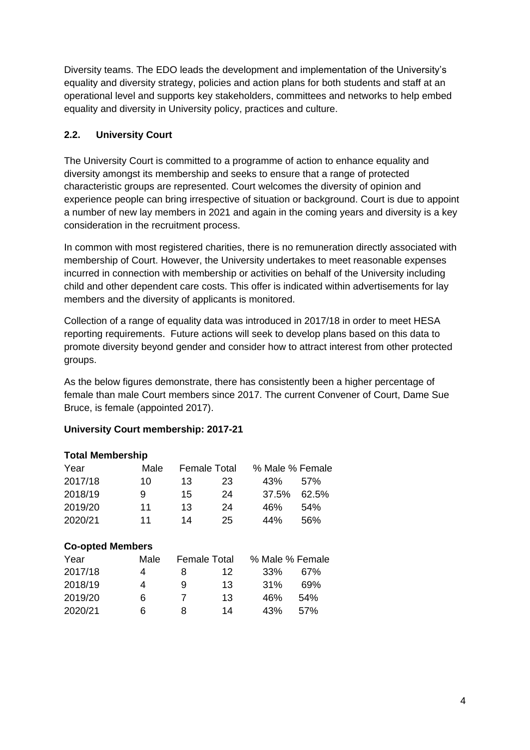Diversity teams. The EDO leads the development and implementation of the University's equality and diversity strategy, policies and action plans for both students and staff at an operational level and supports key stakeholders, committees and networks to help embed equality and diversity in University policy, practices and culture.

## 2.2. University Court

The University Court is committed to a programme of action to enhance equality and diversity amongst its membership and seeks to ensure that a range of protected characteristic groups are represented. Court welcomes the diversity of opinion and experience people can bring irrespective of situation or background. Court is due to appoint a number of new lay members in 2021 and again in the coming years and diversity is a key consideration in the recruitment process.

In common with most registered charities, there is no remuneration directly associated with membership of Court. However, the University undertakes to meet reasonable expenses incurred in connection with membership or activities on behalf of the University including child and other dependent care costs. This offer is indicated within advertisements for lay members and the diversity of applicants is monitored.

Collection of a range of equality data was introduced in 2017/18 in order to meet HESA reporting requirements. Future actions will seek to develop plans based on this data to promote diversity beyond gender and consider how to attract interest from other protected groups.

As the below figures demonstrate, there has consistently been a higher percentage of female than male Court members since 2017. The current Convener of Court, Dame Sue Bruce, is female (appointed 2017).

**University Court membership: 2017-21**

**Total Membership**

| Year | Male | Female | Total | % Male | % Female |
|---|---|---|---|---|---|
| 2017/18 | 10 | 13 | 23 | 43% | 57% |
| 2018/19 | 9 | 15 | 24 | 37.5% | 62.5% |
| 2019/20 | 11 | 13 | 24 | 46% | 54% |
| 2020/21 | 11 | 14 | 25 | 44% | 56% |

**Co-opted Members**

| Year | Male | Female | Total | % Male | % Female |
|---|---|---|---|---|---|
| 2017/18 | 4 | 8 | 12 | 33% | 67% |
| 2018/19 | 4 | 9 | 13 | 31% | 69% |
| 2019/20 | 6 | 7 | 13 | 46% | 54% |
| 2020/21 | 6 | 8 | 14 | 43% | 57% |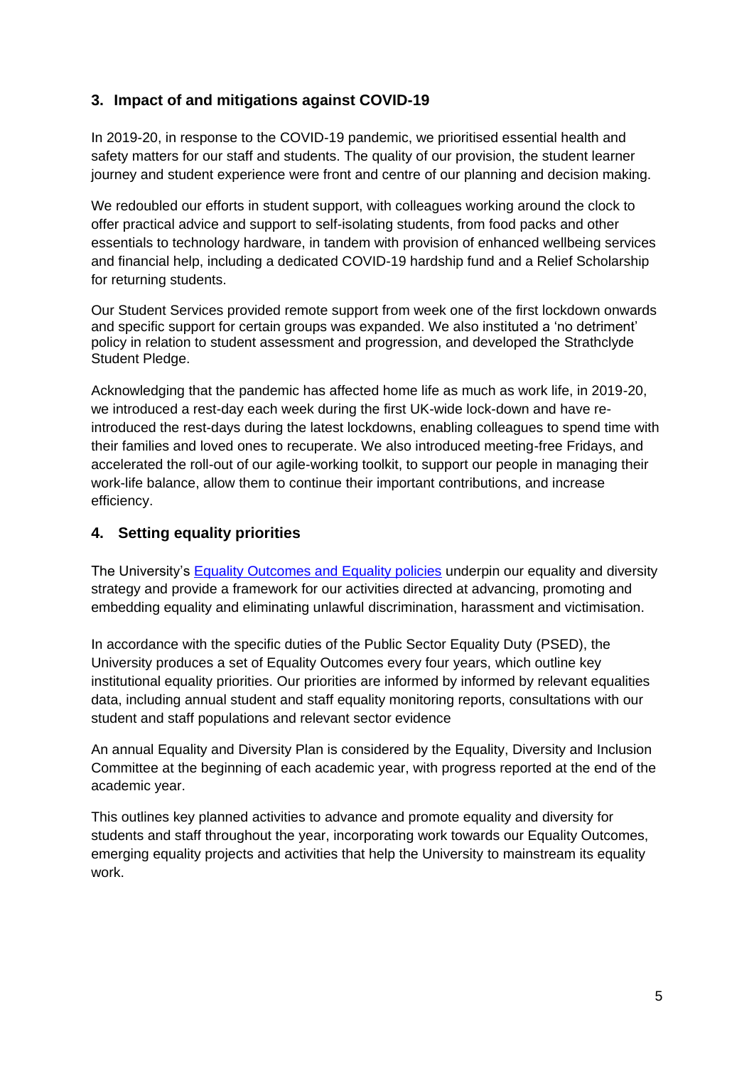## 3. Impact of and mitigations against COVID-19

In 2019-20, in response to the COVID-19 pandemic, we prioritised essential health and safety matters for our staff and students. The quality of our provision, the student learner journey and student experience were front and centre of our planning and decision making.

We redoubled our efforts in student support, with colleagues working around the clock to offer practical advice and support to self-isolating students, from food packs and other essentials to technology hardware, in tandem with provision of enhanced wellbeing services and financial help, including a dedicated COVID-19 hardship fund and a Relief Scholarship for returning students.

Our Student Services provided remote support from week one of the first lockdown onwards and specific support for certain groups was expanded. We also instituted a 'no detriment' policy in relation to student assessment and progression, and developed the Strathclyde Student Pledge.

Acknowledging that the pandemic has affected home life as much as work life, in 2019-20, we introduced a rest-day each week during the first UK-wide lock-down and have re-introduced the rest-days during the latest lockdowns, enabling colleagues to spend time with their families and loved ones to recuperate. We also introduced meeting-free Fridays, and accelerated the roll-out of our agile-working toolkit, to support our people in managing their work-life balance, allow them to continue their important contributions, and increase efficiency.

## 4. Setting equality priorities

The University's Equality Outcomes and Equality policies underpin our equality and diversity strategy and provide a framework for our activities directed at advancing, promoting and embedding equality and eliminating unlawful discrimination, harassment and victimisation.

In accordance with the specific duties of the Public Sector Equality Duty (PSED), the University produces a set of Equality Outcomes every four years, which outline key institutional equality priorities. Our priorities are informed by informed by relevant equalities data, including annual student and staff equality monitoring reports, consultations with our student and staff populations and relevant sector evidence

An annual Equality and Diversity Plan is considered by the Equality, Diversity and Inclusion Committee at the beginning of each academic year, with progress reported at the end of the academic year.

This outlines key planned activities to advance and promote equality and diversity for students and staff throughout the year, incorporating work towards our Equality Outcomes, emerging equality projects and activities that help the University to mainstream its equality work.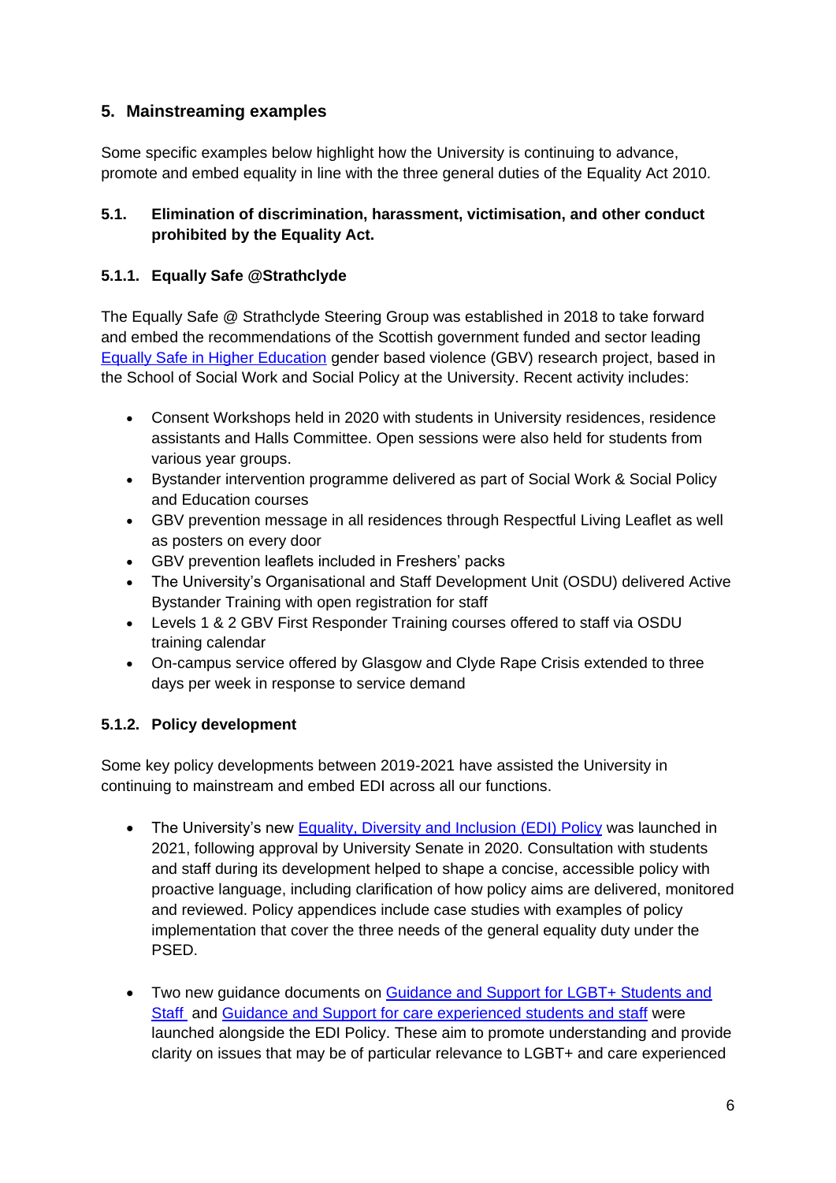## 5. Mainstreaming examples

Some specific examples below highlight how the University is continuing to advance, promote and embed equality in line with the three general duties of the Equality Act 2010.

### 5.1. Elimination of discrimination, harassment, victimisation, and other conduct prohibited by the Equality Act.

#### 5.1.1. Equally Safe @Strathclyde

The Equally Safe @ Strathclyde Steering Group was established in 2018 to take forward and embed the recommendations of the Scottish government funded and sector leading Equally Safe in Higher Education gender based violence (GBV) research project, based in the School of Social Work and Social Policy at the University. Recent activity includes:

- Consent Workshops held in 2020 with students in University residences, residence assistants and Halls Committee. Open sessions were also held for students from various year groups.
- Bystander intervention programme delivered as part of Social Work & Social Policy and Education courses
- GBV prevention message in all residences through Respectful Living Leaflet as well as posters on every door
- GBV prevention leaflets included in Freshers' packs
- The University's Organisational and Staff Development Unit (OSDU) delivered Active Bystander Training with open registration for staff
- Levels 1 & 2 GBV First Responder Training courses offered to staff via OSDU training calendar
- On-campus service offered by Glasgow and Clyde Rape Crisis extended to three days per week in response to service demand

#### 5.1.2. Policy development

Some key policy developments between 2019-2021 have assisted the University in continuing to mainstream and embed EDI across all our functions.

- The University's new Equality, Diversity and Inclusion (EDI) Policy was launched in 2021, following approval by University Senate in 2020. Consultation with students and staff during its development helped to shape a concise, accessible policy with proactive language, including clarification of how policy aims are delivered, monitored and reviewed. Policy appendices include case studies with examples of policy implementation that cover the three needs of the general equality duty under the PSED.

- Two new guidance documents on Guidance and Support for LGBT+ Students and Staff and Guidance and Support for care experienced students and staff were launched alongside the EDI Policy. These aim to promote understanding and provide clarity on issues that may be of particular relevance to LGBT+ and care experienced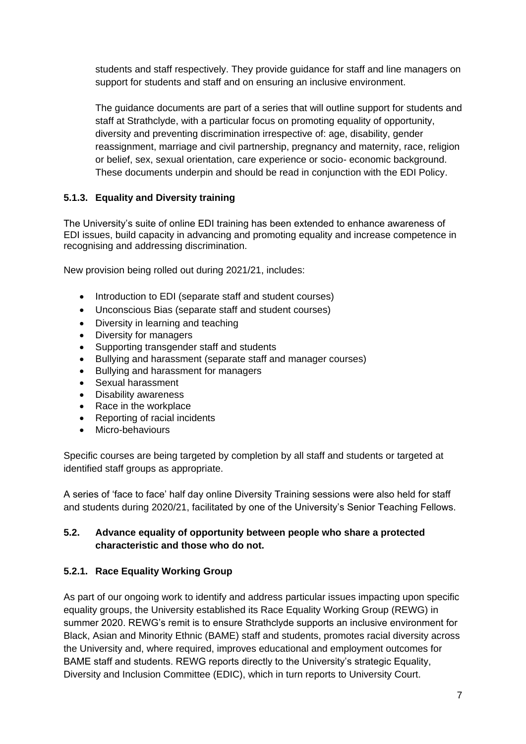students and staff respectively. They provide guidance for staff and line managers on support for students and staff and on ensuring an inclusive environment.

The guidance documents are part of a series that will outline support for students and staff at Strathclyde, with a particular focus on promoting equality of opportunity, diversity and preventing discrimination irrespective of: age, disability, gender reassignment, marriage and civil partnership, pregnancy and maternity, race, religion or belief, sex, sexual orientation, care experience or socio- economic background. These documents underpin and should be read in conjunction with the EDI Policy.

#### 5.1.3. Equality and Diversity training

The University's suite of online EDI training has been extended to enhance awareness of EDI issues, build capacity in advancing and promoting equality and increase competence in recognising and addressing discrimination.

New provision being rolled out during 2021/21, includes:

- Introduction to EDI (separate staff and student courses)
- Unconscious Bias (separate staff and student courses)
- Diversity in learning and teaching
- Diversity for managers
- Supporting transgender staff and students
- Bullying and harassment (separate staff and manager courses)
- Bullying and harassment for managers
- Sexual harassment
- Disability awareness
- Race in the workplace
- Reporting of racial incidents
- Micro-behaviours

Specific courses are being targeted by completion by all staff and students or targeted at identified staff groups as appropriate.

A series of 'face to face' half day online Diversity Training sessions were also held for staff and students during 2020/21, facilitated by one of the University's Senior Teaching Fellows.

### 5.2. Advance equality of opportunity between people who share a protected characteristic and those who do not.

#### 5.2.1. Race Equality Working Group

As part of our ongoing work to identify and address particular issues impacting upon specific equality groups, the University established its Race Equality Working Group (REWG) in summer 2020. REWG's remit is to ensure Strathclyde supports an inclusive environment for Black, Asian and Minority Ethnic (BAME) staff and students, promotes racial diversity across the University and, where required, improves educational and employment outcomes for BAME staff and students. REWG reports directly to the University's strategic Equality, Diversity and Inclusion Committee (EDIC), which in turn reports to University Court.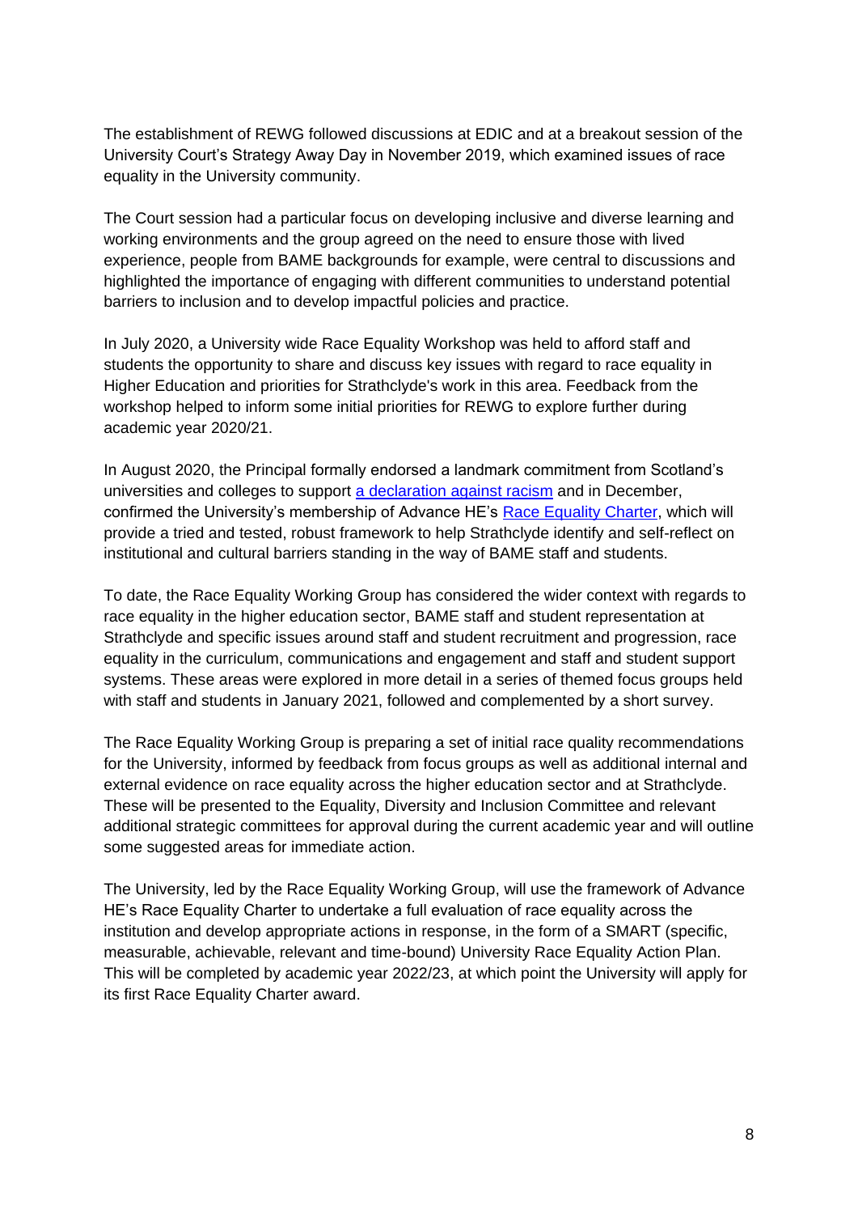The establishment of REWG followed discussions at EDIC and at a breakout session of the University Court's Strategy Away Day in November 2019, which examined issues of race equality in the University community.

The Court session had a particular focus on developing inclusive and diverse learning and working environments and the group agreed on the need to ensure those with lived experience, people from BAME backgrounds for example, were central to discussions and highlighted the importance of engaging with different communities to understand potential barriers to inclusion and to develop impactful policies and practice.

In July 2020, a University wide Race Equality Workshop was held to afford staff and students the opportunity to share and discuss key issues with regard to race equality in Higher Education and priorities for Strathclyde's work in this area. Feedback from the workshop helped to inform some initial priorities for REWG to explore further during academic year 2020/21.

In August 2020, the Principal formally endorsed a landmark commitment from Scotland's universities and colleges to support a declaration against racism and in December, confirmed the University's membership of Advance HE's Race Equality Charter, which will provide a tried and tested, robust framework to help Strathclyde identify and self-reflect on institutional and cultural barriers standing in the way of BAME staff and students.

To date, the Race Equality Working Group has considered the wider context with regards to race equality in the higher education sector, BAME staff and student representation at Strathclyde and specific issues around staff and student recruitment and progression, race equality in the curriculum, communications and engagement and staff and student support systems. These areas were explored in more detail in a series of themed focus groups held with staff and students in January 2021, followed and complemented by a short survey.

The Race Equality Working Group is preparing a set of initial race quality recommendations for the University, informed by feedback from focus groups as well as additional internal and external evidence on race equality across the higher education sector and at Strathclyde. These will be presented to the Equality, Diversity and Inclusion Committee and relevant additional strategic committees for approval during the current academic year and will outline some suggested areas for immediate action.

The University, led by the Race Equality Working Group, will use the framework of Advance HE's Race Equality Charter to undertake a full evaluation of race equality across the institution and develop appropriate actions in response, in the form of a SMART (specific, measurable, achievable, relevant and time-bound) University Race Equality Action Plan. This will be completed by academic year 2022/23, at which point the University will apply for its first Race Equality Charter award.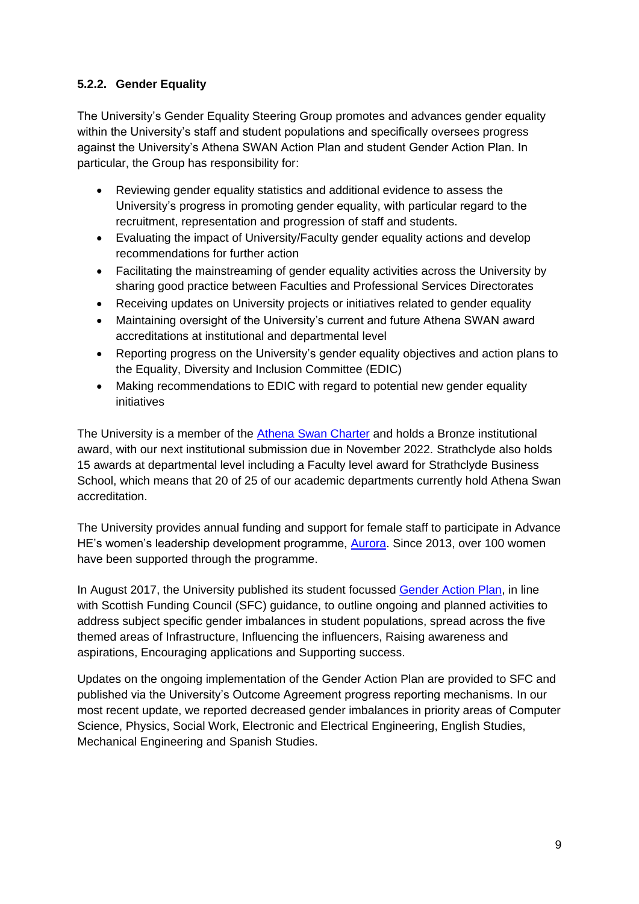### 5.2.2. Gender Equality

The University's Gender Equality Steering Group promotes and advances gender equality within the University's staff and student populations and specifically oversees progress against the University's Athena SWAN Action Plan and student Gender Action Plan. In particular, the Group has responsibility for:

- Reviewing gender equality statistics and additional evidence to assess the University's progress in promoting gender equality, with particular regard to the recruitment, representation and progression of staff and students.
- Evaluating the impact of University/Faculty gender equality actions and develop recommendations for further action
- Facilitating the mainstreaming of gender equality activities across the University by sharing good practice between Faculties and Professional Services Directorates
- Receiving updates on University projects or initiatives related to gender equality
- Maintaining oversight of the University's current and future Athena SWAN award accreditations at institutional and departmental level
- Reporting progress on the University's gender equality objectives and action plans to the Equality, Diversity and Inclusion Committee (EDIC)
- Making recommendations to EDIC with regard to potential new gender equality initiatives

The University is a member of the Athena Swan Charter and holds a Bronze institutional award, with our next institutional submission due in November 2022. Strathclyde also holds 15 awards at departmental level including a Faculty level award for Strathclyde Business School, which means that 20 of 25 of our academic departments currently hold Athena Swan accreditation.

The University provides annual funding and support for female staff to participate in Advance HE's women's leadership development programme, Aurora. Since 2013, over 100 women have been supported through the programme.

In August 2017, the University published its student focussed Gender Action Plan, in line with Scottish Funding Council (SFC) guidance, to outline ongoing and planned activities to address subject specific gender imbalances in student populations, spread across the five themed areas of Infrastructure, Influencing the influencers, Raising awareness and aspirations, Encouraging applications and Supporting success.

Updates on the ongoing implementation of the Gender Action Plan are provided to SFC and published via the University's Outcome Agreement progress reporting mechanisms. In our most recent update, we reported decreased gender imbalances in priority areas of Computer Science, Physics, Social Work, Electronic and Electrical Engineering, English Studies, Mechanical Engineering and Spanish Studies.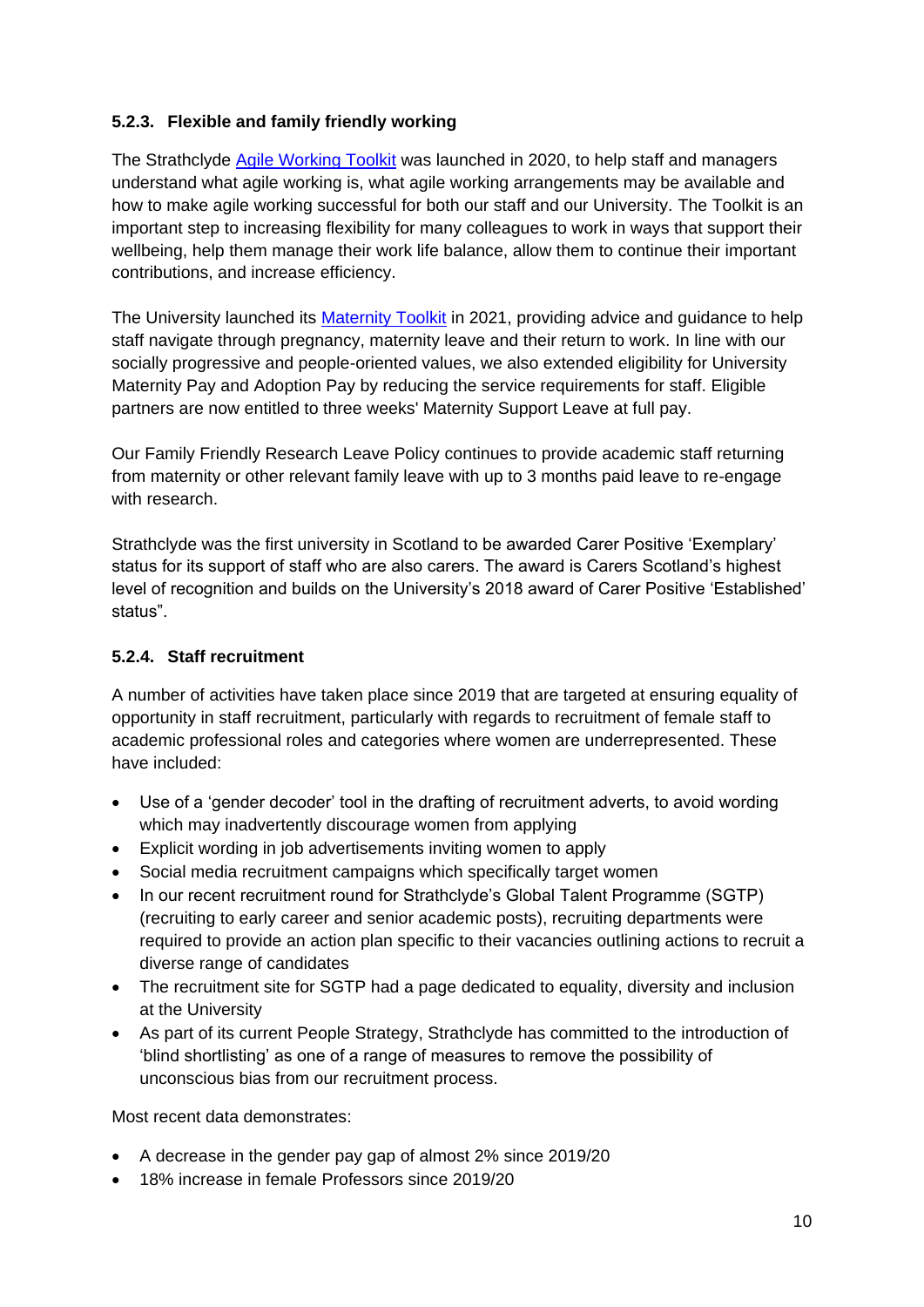### 5.2.3. Flexible and family friendly working

The Strathclyde Agile Working Toolkit was launched in 2020, to help staff and managers understand what agile working is, what agile working arrangements may be available and how to make agile working successful for both our staff and our University. The Toolkit is an important step to increasing flexibility for many colleagues to work in ways that support their wellbeing, help them manage their work life balance, allow them to continue their important contributions, and increase efficiency.

The University launched its Maternity Toolkit in 2021, providing advice and guidance to help staff navigate through pregnancy, maternity leave and their return to work. In line with our socially progressive and people-oriented values, we also extended eligibility for University Maternity Pay and Adoption Pay by reducing the service requirements for staff. Eligible partners are now entitled to three weeks' Maternity Support Leave at full pay.

Our Family Friendly Research Leave Policy continues to provide academic staff returning from maternity or other relevant family leave with up to 3 months paid leave to re-engage with research.

Strathclyde was the first university in Scotland to be awarded Carer Positive 'Exemplary' status for its support of staff who are also carers. The award is Carers Scotland's highest level of recognition and builds on the University's 2018 award of Carer Positive 'Established' status".

### 5.2.4. Staff recruitment

A number of activities have taken place since 2019 that are targeted at ensuring equality of opportunity in staff recruitment, particularly with regards to recruitment of female staff to academic professional roles and categories where women are underrepresented. These have included:

- Use of a 'gender decoder' tool in the drafting of recruitment adverts, to avoid wording which may inadvertently discourage women from applying
- Explicit wording in job advertisements inviting women to apply
- Social media recruitment campaigns which specifically target women
- In our recent recruitment round for Strathclyde's Global Talent Programme (SGTP) (recruiting to early career and senior academic posts), recruiting departments were required to provide an action plan specific to their vacancies outlining actions to recruit a diverse range of candidates
- The recruitment site for SGTP had a page dedicated to equality, diversity and inclusion at the University
- As part of its current People Strategy, Strathclyde has committed to the introduction of 'blind shortlisting' as one of a range of measures to remove the possibility of unconscious bias from our recruitment process.

Most recent data demonstrates:

- A decrease in the gender pay gap of almost 2% since 2019/20
- 18% increase in female Professors since 2019/20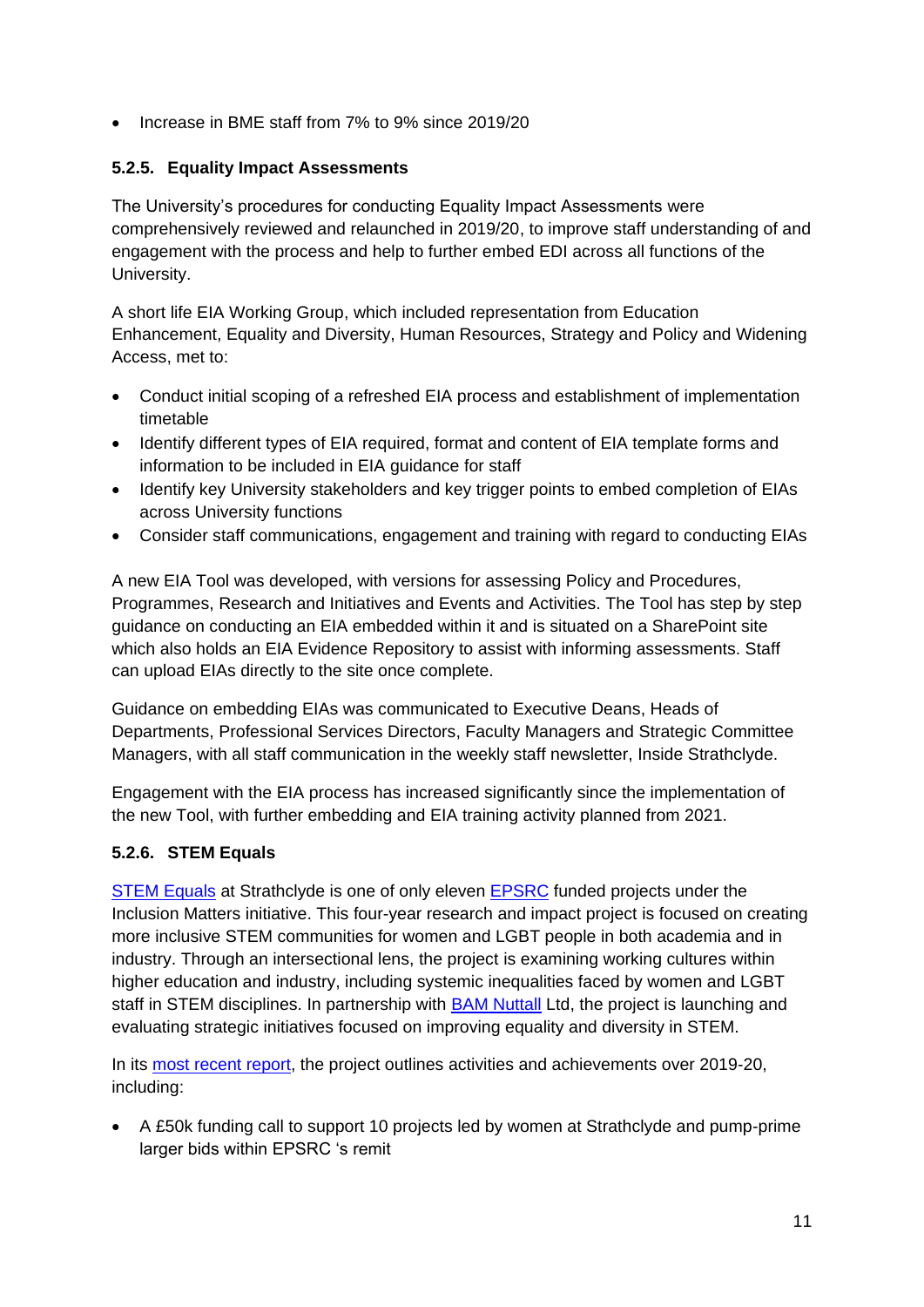- Increase in BME staff from 7% to 9% since 2019/20

### 5.2.5. Equality Impact Assessments

The University's procedures for conducting Equality Impact Assessments were comprehensively reviewed and relaunched in 2019/20, to improve staff understanding of and engagement with the process and help to further embed EDI across all functions of the University.

A short life EIA Working Group, which included representation from Education Enhancement, Equality and Diversity, Human Resources, Strategy and Policy and Widening Access, met to:

- Conduct initial scoping of a refreshed EIA process and establishment of implementation timetable
- Identify different types of EIA required, format and content of EIA template forms and information to be included in EIA guidance for staff
- Identify key University stakeholders and key trigger points to embed completion of EIAs across University functions
- Consider staff communications, engagement and training with regard to conducting EIAs

A new EIA Tool was developed, with versions for assessing Policy and Procedures, Programmes, Research and Initiatives and Events and Activities. The Tool has step by step guidance on conducting an EIA embedded within it and is situated on a SharePoint site which also holds an EIA Evidence Repository to assist with informing assessments. Staff can upload EIAs directly to the site once complete.

Guidance on embedding EIAs was communicated to Executive Deans, Heads of Departments, Professional Services Directors, Faculty Managers and Strategic Committee Managers, with all staff communication in the weekly staff newsletter, Inside Strathclyde.

Engagement with the EIA process has increased significantly since the implementation of the new Tool, with further embedding and EIA training activity planned from 2021.

### 5.2.6. STEM Equals

STEM Equals at Strathclyde is one of only eleven EPSRC funded projects under the Inclusion Matters initiative. This four-year research and impact project is focused on creating more inclusive STEM communities for women and LGBT people in both academia and in industry. Through an intersectional lens, the project is examining working cultures within higher education and industry, including systemic inequalities faced by women and LGBT staff in STEM disciplines. In partnership with BAM Nuttall Ltd, the project is launching and evaluating strategic initiatives focused on improving equality and diversity in STEM.

In its most recent report, the project outlines activities and achievements over 2019-20, including:

- A £50k funding call to support 10 projects led by women at Strathclyde and pump-prime larger bids within EPSRC 's remit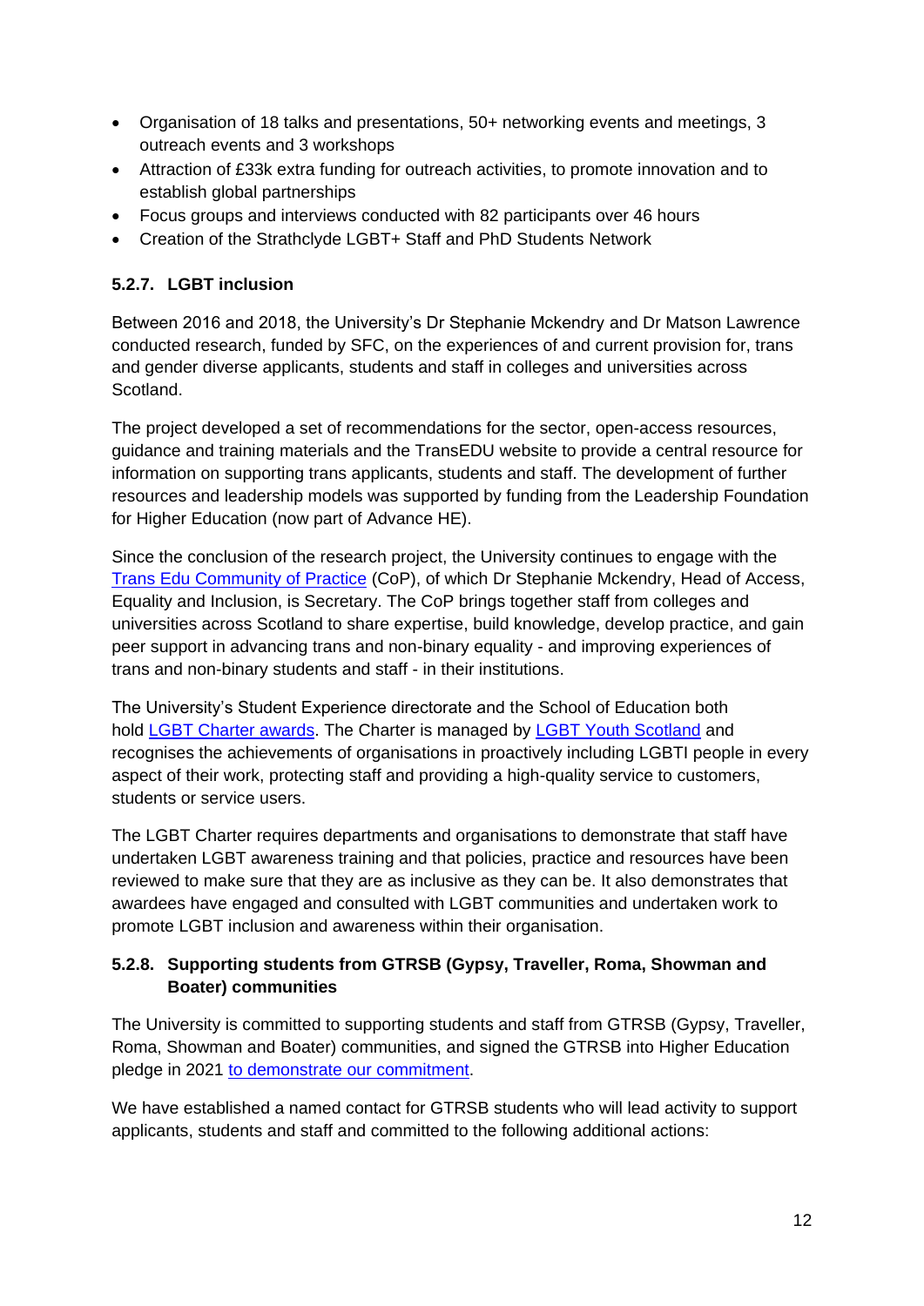- Organisation of 18 talks and presentations, 50+ networking events and meetings, 3 outreach events and 3 workshops
- Attraction of £33k extra funding for outreach activities, to promote innovation and to establish global partnerships
- Focus groups and interviews conducted with 82 participants over 46 hours
- Creation of the Strathclyde LGBT+ Staff and PhD Students Network

### 5.2.7. LGBT inclusion

Between 2016 and 2018, the University's Dr Stephanie Mckendry and Dr Matson Lawrence conducted research, funded by SFC, on the experiences of and current provision for, trans and gender diverse applicants, students and staff in colleges and universities across Scotland.

The project developed a set of recommendations for the sector, open-access resources, guidance and training materials and the TransEDU website to provide a central resource for information on supporting trans applicants, students and staff. The development of further resources and leadership models was supported by funding from the Leadership Foundation for Higher Education (now part of Advance HE).

Since the conclusion of the research project, the University continues to engage with the Trans Edu Community of Practice (CoP), of which Dr Stephanie Mckendry, Head of Access, Equality and Inclusion, is Secretary. The CoP brings together staff from colleges and universities across Scotland to share expertise, build knowledge, develop practice, and gain peer support in advancing trans and non-binary equality - and improving experiences of trans and non-binary students and staff - in their institutions.

The University's Student Experience directorate and the School of Education both hold LGBT Charter awards. The Charter is managed by LGBT Youth Scotland and recognises the achievements of organisations in proactively including LGBTI people in every aspect of their work, protecting staff and providing a high-quality service to customers, students or service users.

The LGBT Charter requires departments and organisations to demonstrate that staff have undertaken LGBT awareness training and that policies, practice and resources have been reviewed to make sure that they are as inclusive as they can be. It also demonstrates that awardees have engaged and consulted with LGBT communities and undertaken work to promote LGBT inclusion and awareness within their organisation.

### 5.2.8. Supporting students from GTRSB (Gypsy, Traveller, Roma, Showman and Boater) communities

The University is committed to supporting students and staff from GTRSB (Gypsy, Traveller, Roma, Showman and Boater) communities, and signed the GTRSB into Higher Education pledge in 2021 to demonstrate our commitment.

We have established a named contact for GTRSB students who will lead activity to support applicants, students and staff and committed to the following additional actions: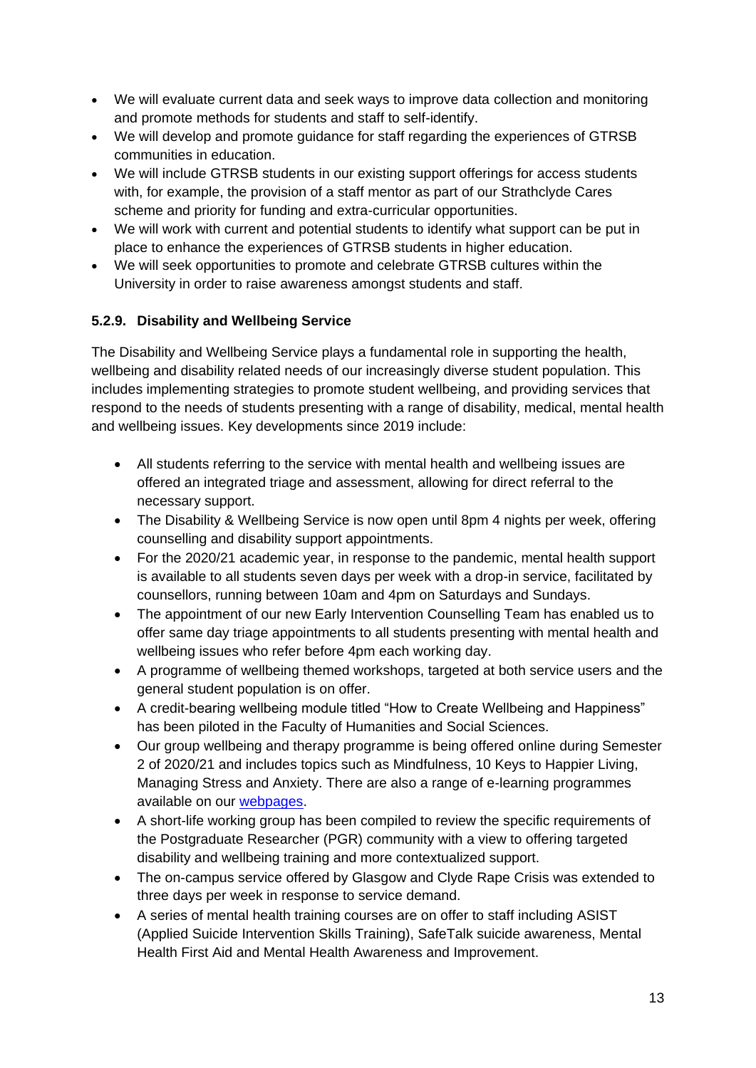- We will evaluate current data and seek ways to improve data collection and monitoring and promote methods for students and staff to self-identify.
- We will develop and promote guidance for staff regarding the experiences of GTRSB communities in education.
- We will include GTRSB students in our existing support offerings for access students with, for example, the provision of a staff mentor as part of our Strathclyde Cares scheme and priority for funding and extra-curricular opportunities.
- We will work with current and potential students to identify what support can be put in place to enhance the experiences of GTRSB students in higher education.
- We will seek opportunities to promote and celebrate GTRSB cultures within the University in order to raise awareness amongst students and staff.

#### 5.2.9. Disability and Wellbeing Service

The Disability and Wellbeing Service plays a fundamental role in supporting the health, wellbeing and disability related needs of our increasingly diverse student population. This includes implementing strategies to promote student wellbeing, and providing services that respond to the needs of students presenting with a range of disability, medical, mental health and wellbeing issues. Key developments since 2019 include:

- All students referring to the service with mental health and wellbeing issues are offered an integrated triage and assessment, allowing for direct referral to the necessary support.
- The Disability & Wellbeing Service is now open until 8pm 4 nights per week, offering counselling and disability support appointments.
- For the 2020/21 academic year, in response to the pandemic, mental health support is available to all students seven days per week with a drop-in service, facilitated by counsellors, running between 10am and 4pm on Saturdays and Sundays.
- The appointment of our new Early Intervention Counselling Team has enabled us to offer same day triage appointments to all students presenting with mental health and wellbeing issues who refer before 4pm each working day.
- A programme of wellbeing themed workshops, targeted at both service users and the general student population is on offer.
- A credit-bearing wellbeing module titled "How to Create Wellbeing and Happiness" has been piloted in the Faculty of Humanities and Social Sciences.
- Our group wellbeing and therapy programme is being offered online during Semester 2 of 2020/21 and includes topics such as Mindfulness, 10 Keys to Happier Living, Managing Stress and Anxiety. There are also a range of e-learning programmes available on our webpages.
- A short-life working group has been compiled to review the specific requirements of the Postgraduate Researcher (PGR) community with a view to offering targeted disability and wellbeing training and more contextualized support.
- The on-campus service offered by Glasgow and Clyde Rape Crisis was extended to three days per week in response to service demand.
- A series of mental health training courses are on offer to staff including ASIST (Applied Suicide Intervention Skills Training), SafeTalk suicide awareness, Mental Health First Aid and Mental Health Awareness and Improvement.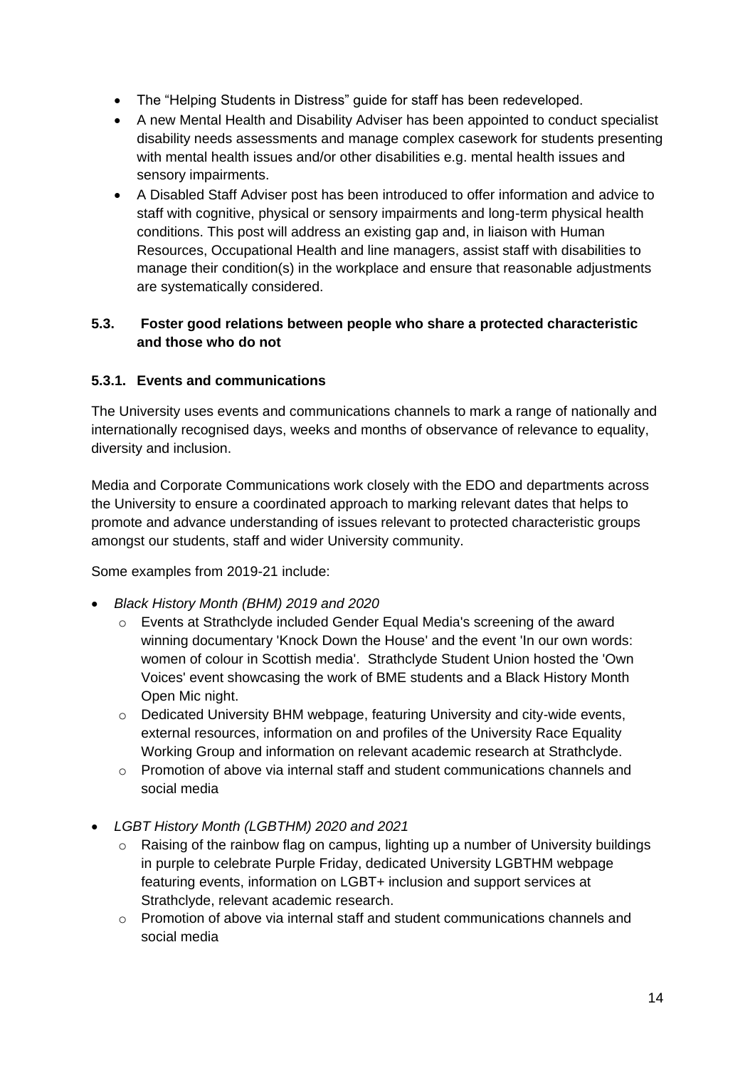- The "Helping Students in Distress" guide for staff has been redeveloped.
- A new Mental Health and Disability Adviser has been appointed to conduct specialist disability needs assessments and manage complex casework for students presenting with mental health issues and/or other disabilities e.g. mental health issues and sensory impairments.
- A Disabled Staff Adviser post has been introduced to offer information and advice to staff with cognitive, physical or sensory impairments and long-term physical health conditions. This post will address an existing gap and, in liaison with Human Resources, Occupational Health and line managers, assist staff with disabilities to manage their condition(s) in the workplace and ensure that reasonable adjustments are systematically considered.

### 5.3. Foster good relations between people who share a protected characteristic and those who do not

#### 5.3.1. Events and communications

The University uses events and communications channels to mark a range of nationally and internationally recognised days, weeks and months of observance of relevance to equality, diversity and inclusion.

Media and Corporate Communications work closely with the EDO and departments across the University to ensure a coordinated approach to marking relevant dates that helps to promote and advance understanding of issues relevant to protected characteristic groups amongst our students, staff and wider University community.

Some examples from 2019-21 include:

- *Black History Month (BHM) 2019 and 2020*
    - Events at Strathclyde included Gender Equal Media's screening of the award winning documentary 'Knock Down the House' and the event 'In our own words: women of colour in Scottish media'. Strathclyde Student Union hosted the 'Own Voices' event showcasing the work of BME students and a Black History Month Open Mic night.
    - Dedicated University BHM webpage, featuring University and city-wide events, external resources, information on and profiles of the University Race Equality Working Group and information on relevant academic research at Strathclyde.
    - Promotion of above via internal staff and student communications channels and social media

- *LGBT History Month (LGBTHM) 2020 and 2021*
    - Raising of the rainbow flag on campus, lighting up a number of University buildings in purple to celebrate Purple Friday, dedicated University LGBTHM webpage featuring events, information on LGBT+ inclusion and support services at Strathclyde, relevant academic research.
    - Promotion of above via internal staff and student communications channels and social media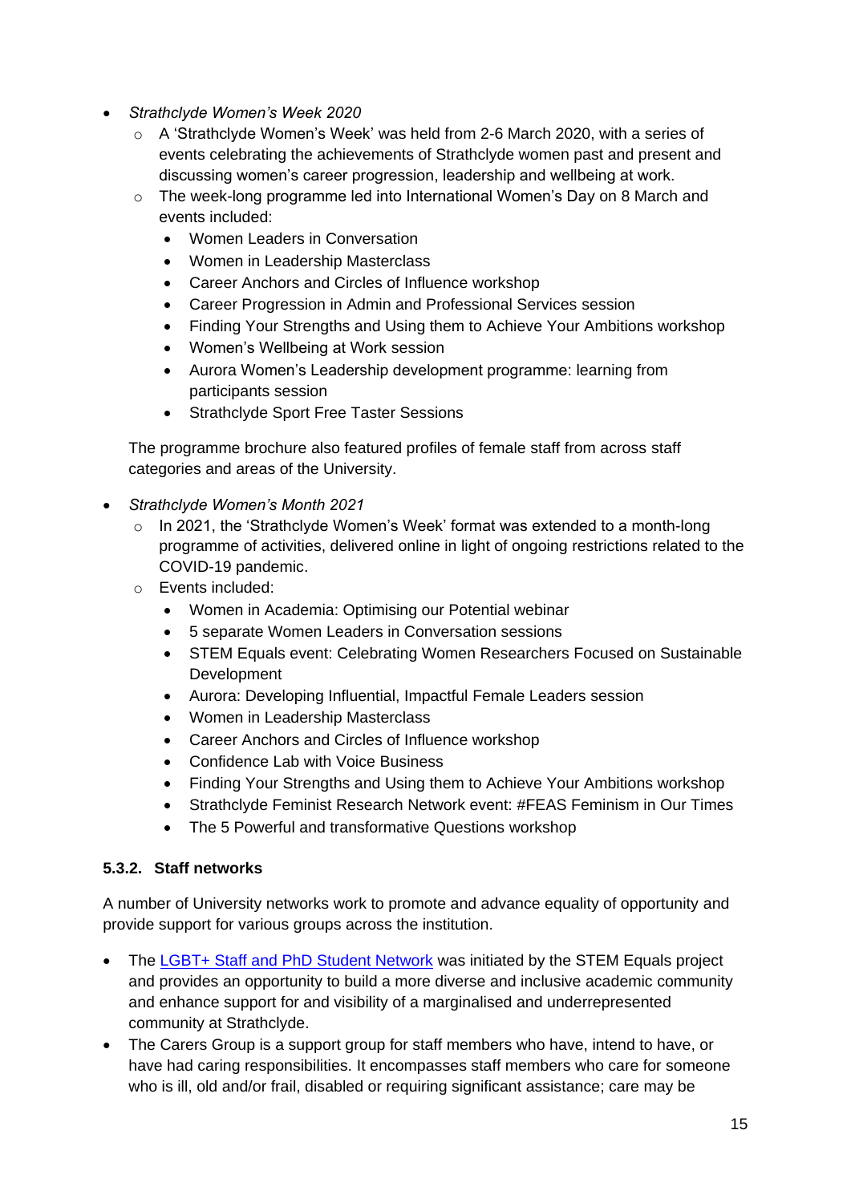- *Strathclyde Women's Week 2020*
  - A 'Strathclyde Women's Week' was held from 2-6 March 2020, with a series of events celebrating the achievements of Strathclyde women past and present and discussing women's career progression, leadership and wellbeing at work.
  - The week-long programme led into International Women's Day on 8 March and events included:
    - Women Leaders in Conversation
    - Women in Leadership Masterclass
    - Career Anchors and Circles of Influence workshop
    - Career Progression in Admin and Professional Services session
    - Finding Your Strengths and Using them to Achieve Your Ambitions workshop
    - Women's Wellbeing at Work session
    - Aurora Women's Leadership development programme: learning from participants session
    - Strathclyde Sport Free Taster Sessions

  The programme brochure also featured profiles of female staff from across staff categories and areas of the University.

- *Strathclyde Women's Month 2021*
  - In 2021, the 'Strathclyde Women's Week' format was extended to a month-long programme of activities, delivered online in light of ongoing restrictions related to the COVID-19 pandemic.
  - Events included:
    - Women in Academia: Optimising our Potential webinar
    - 5 separate Women Leaders in Conversation sessions
    - STEM Equals event: Celebrating Women Researchers Focused on Sustainable Development
    - Aurora: Developing Influential, Impactful Female Leaders session
    - Women in Leadership Masterclass
    - Career Anchors and Circles of Influence workshop
    - Confidence Lab with Voice Business
    - Finding Your Strengths and Using them to Achieve Your Ambitions workshop
    - Strathclyde Feminist Research Network event: #FEAS Feminism in Our Times
    - The 5 Powerful and transformative Questions workshop

### 5.3.2. Staff networks

A number of University networks work to promote and advance equality of opportunity and provide support for various groups across the institution.

- The LGBT+ Staff and PhD Student Network was initiated by the STEM Equals project and provides an opportunity to build a more diverse and inclusive academic community and enhance support for and visibility of a marginalised and underrepresented community at Strathclyde.
- The Carers Group is a support group for staff members who have, intend to have, or have had caring responsibilities. It encompasses staff members who care for someone who is ill, old and/or frail, disabled or requiring significant assistance; care may be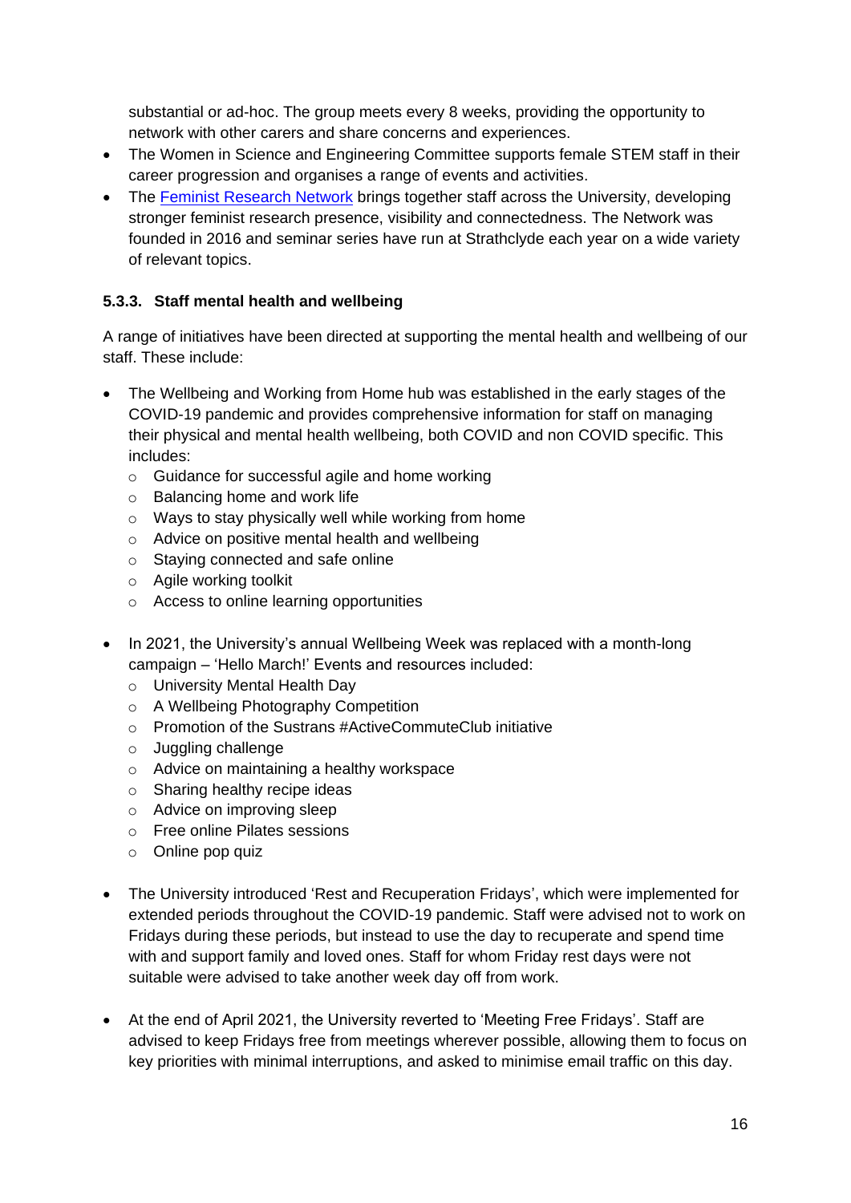substantial or ad-hoc. The group meets every 8 weeks, providing the opportunity to network with other carers and share concerns and experiences.

- The Women in Science and Engineering Committee supports female STEM staff in their career progression and organises a range of events and activities.
- The [Feminist Research Network](#) brings together staff across the University, developing stronger feminist research presence, visibility and connectedness. The Network was founded in 2016 and seminar series have run at Strathclyde each year on a wide variety of relevant topics.

### 5.3.3. Staff mental health and wellbeing

A range of initiatives have been directed at supporting the mental health and wellbeing of our staff. These include:

- The Wellbeing and Working from Home hub was established in the early stages of the COVID-19 pandemic and provides comprehensive information for staff on managing their physical and mental health wellbeing, both COVID and non COVID specific. This includes:
  - Guidance for successful agile and home working
  - Balancing home and work life
  - Ways to stay physically well while working from home
  - Advice on positive mental health and wellbeing
  - Staying connected and safe online
  - Agile working toolkit
  - Access to online learning opportunities

- In 2021, the University's annual Wellbeing Week was replaced with a month-long campaign – 'Hello March!' Events and resources included:
  - University Mental Health Day
  - A Wellbeing Photography Competition
  - Promotion of the Sustrans #ActiveCommuteClub initiative
  - Juggling challenge
  - Advice on maintaining a healthy workspace
  - Sharing healthy recipe ideas
  - Advice on improving sleep
  - Free online Pilates sessions
  - Online pop quiz

- The University introduced 'Rest and Recuperation Fridays', which were implemented for extended periods throughout the COVID-19 pandemic. Staff were advised not to work on Fridays during these periods, but instead to use the day to recuperate and spend time with and support family and loved ones. Staff for whom Friday rest days were not suitable were advised to take another week day off from work.

- At the end of April 2021, the University reverted to 'Meeting Free Fridays'. Staff are advised to keep Fridays free from meetings wherever possible, allowing them to focus on key priorities with minimal interruptions, and asked to minimise email traffic on this day.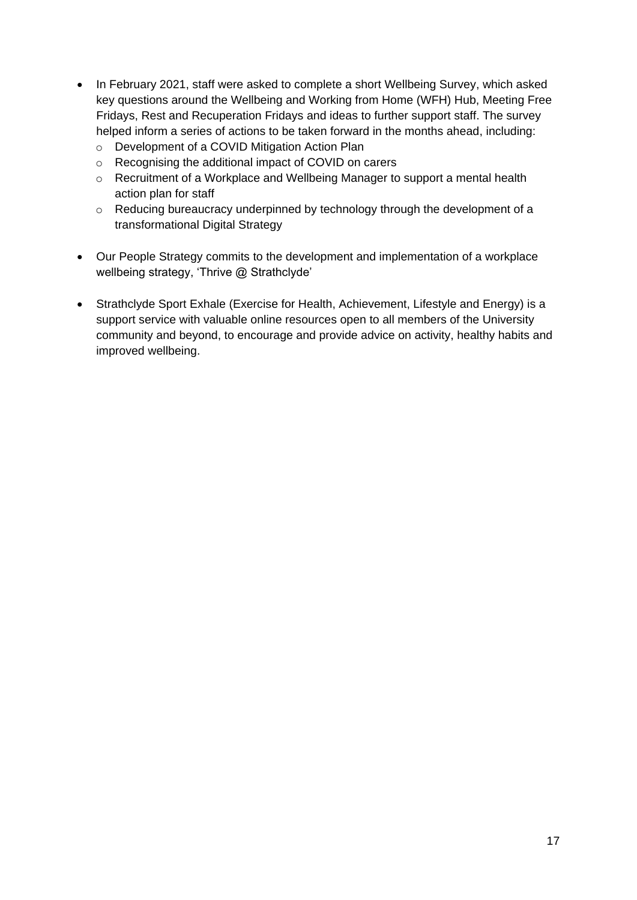- In February 2021, staff were asked to complete a short Wellbeing Survey, which asked key questions around the Wellbeing and Working from Home (WFH) Hub, Meeting Free Fridays, Rest and Recuperation Fridays and ideas to further support staff. The survey helped inform a series of actions to be taken forward in the months ahead, including:
  - Development of a COVID Mitigation Action Plan
  - Recognising the additional impact of COVID on carers
  - Recruitment of a Workplace and Wellbeing Manager to support a mental health action plan for staff
  - Reducing bureaucracy underpinned by technology through the development of a transformational Digital Strategy

- Our People Strategy commits to the development and implementation of a workplace wellbeing strategy, 'Thrive @ Strathclyde'

- Strathclyde Sport Exhale (Exercise for Health, Achievement, Lifestyle and Energy) is a support service with valuable online resources open to all members of the University community and beyond, to encourage and provide advice on activity, healthy habits and improved wellbeing.